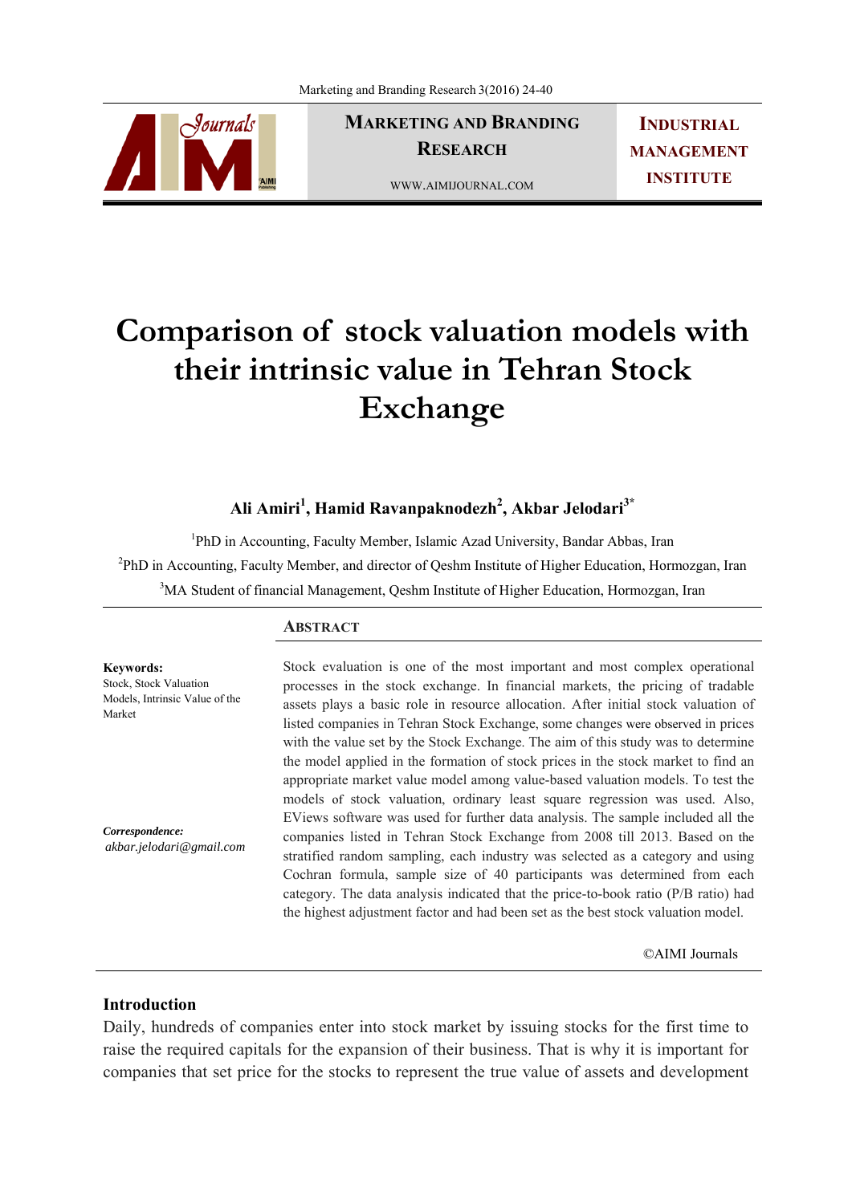# Comparison of stock valuation models with their intrinsic value in Tehran Stock Exchange

**Ali Amiri[1], Hamid Ravanpaknodezh[2], Akbar Jelodari[3*]**

[1]PhD in Accounting, Faculty Member, Islamic Azad University, Bandar Abbas, Iran

[2]PhD in Accounting, Faculty Member, and director of Qeshm Institute of Higher Education, Hormozgan, Iran

[3]MA Student of financial Management, Qeshm Institute of Higher Education, Hormozgan, Iran

**Keywords:**
Stock, Stock Valuation Models, Intrinsic Value of the Market

***Correspondence:***
*akbar.jelodari@gmail.com*

## ABSTRACT

Stock evaluation is one of the most important and most complex operational processes in the stock exchange. In financial markets, the pricing of tradable assets plays a basic role in resource allocation. After initial stock valuation of listed companies in Tehran Stock Exchange, some changes were observed in prices with the value set by the Stock Exchange. The aim of this study was to determine the model applied in the formation of stock prices in the stock market to find an appropriate market value model among value-based valuation models. To test the models of stock valuation, ordinary least square regression was used. Also, EViews software was used for further data analysis. The sample included all the companies listed in Tehran Stock Exchange from 2008 till 2013. Based on the stratified random sampling, each industry was selected as a category and using Cochran formula, sample size of 40 participants was determined from each category. The data analysis indicated that the price-to-book ratio (P/B ratio) had the highest adjustment factor and had been set as the best stock valuation model.

©AIMI Journals

## Introduction

Daily, hundreds of companies enter into stock market by issuing stocks for the first time to raise the required capitals for the expansion of their business. That is why it is important for companies that set price for the stocks to represent the true value of assets and development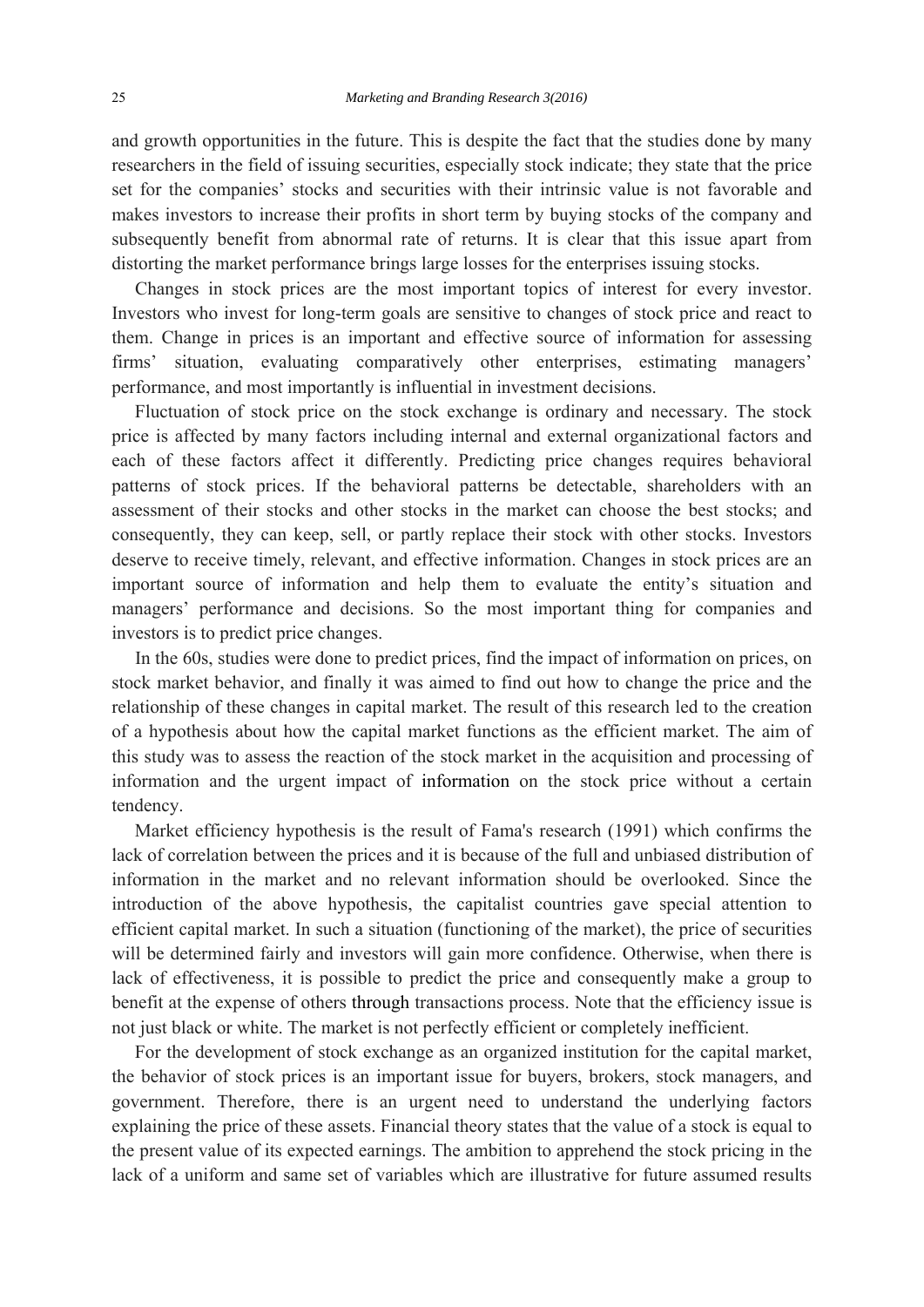and growth opportunities in the future. This is despite the fact that the studies done by many researchers in the field of issuing securities, especially stock indicate; they state that the price set for the companies' stocks and securities with their intrinsic value is not favorable and makes investors to increase their profits in short term by buying stocks of the company and subsequently benefit from abnormal rate of returns. It is clear that this issue apart from distorting the market performance brings large losses for the enterprises issuing stocks.

Changes in stock prices are the most important topics of interest for every investor. Investors who invest for long-term goals are sensitive to changes of stock price and react to them. Change in prices is an important and effective source of information for assessing firms' situation, evaluating comparatively other enterprises, estimating managers' performance, and most importantly is influential in investment decisions.

Fluctuation of stock price on the stock exchange is ordinary and necessary. The stock price is affected by many factors including internal and external organizational factors and each of these factors affect it differently. Predicting price changes requires behavioral patterns of stock prices. If the behavioral patterns be detectable, shareholders with an assessment of their stocks and other stocks in the market can choose the best stocks; and consequently, they can keep, sell, or partly replace their stock with other stocks. Investors deserve to receive timely, relevant, and effective information. Changes in stock prices are an important source of information and help them to evaluate the entity's situation and managers' performance and decisions. So the most important thing for companies and investors is to predict price changes.

In the 60s, studies were done to predict prices, find the impact of information on prices, on stock market behavior, and finally it was aimed to find out how to change the price and the relationship of these changes in capital market. The result of this research led to the creation of a hypothesis about how the capital market functions as the efficient market. The aim of this study was to assess the reaction of the stock market in the acquisition and processing of information and the urgent impact of information on the stock price without a certain tendency.

Market efficiency hypothesis is the result of Fama's research (1991) which confirms the lack of correlation between the prices and it is because of the full and unbiased distribution of information in the market and no relevant information should be overlooked. Since the introduction of the above hypothesis, the capitalist countries gave special attention to efficient capital market. In such a situation (functioning of the market), the price of securities will be determined fairly and investors will gain more confidence. Otherwise, when there is lack of effectiveness, it is possible to predict the price and consequently make a group to benefit at the expense of others through transactions process. Note that the efficiency issue is not just black or white. The market is not perfectly efficient or completely inefficient.

For the development of stock exchange as an organized institution for the capital market, the behavior of stock prices is an important issue for buyers, brokers, stock managers, and government. Therefore, there is an urgent need to understand the underlying factors explaining the price of these assets. Financial theory states that the value of a stock is equal to the present value of its expected earnings. The ambition to apprehend the stock pricing in the lack of a uniform and same set of variables which are illustrative for future assumed results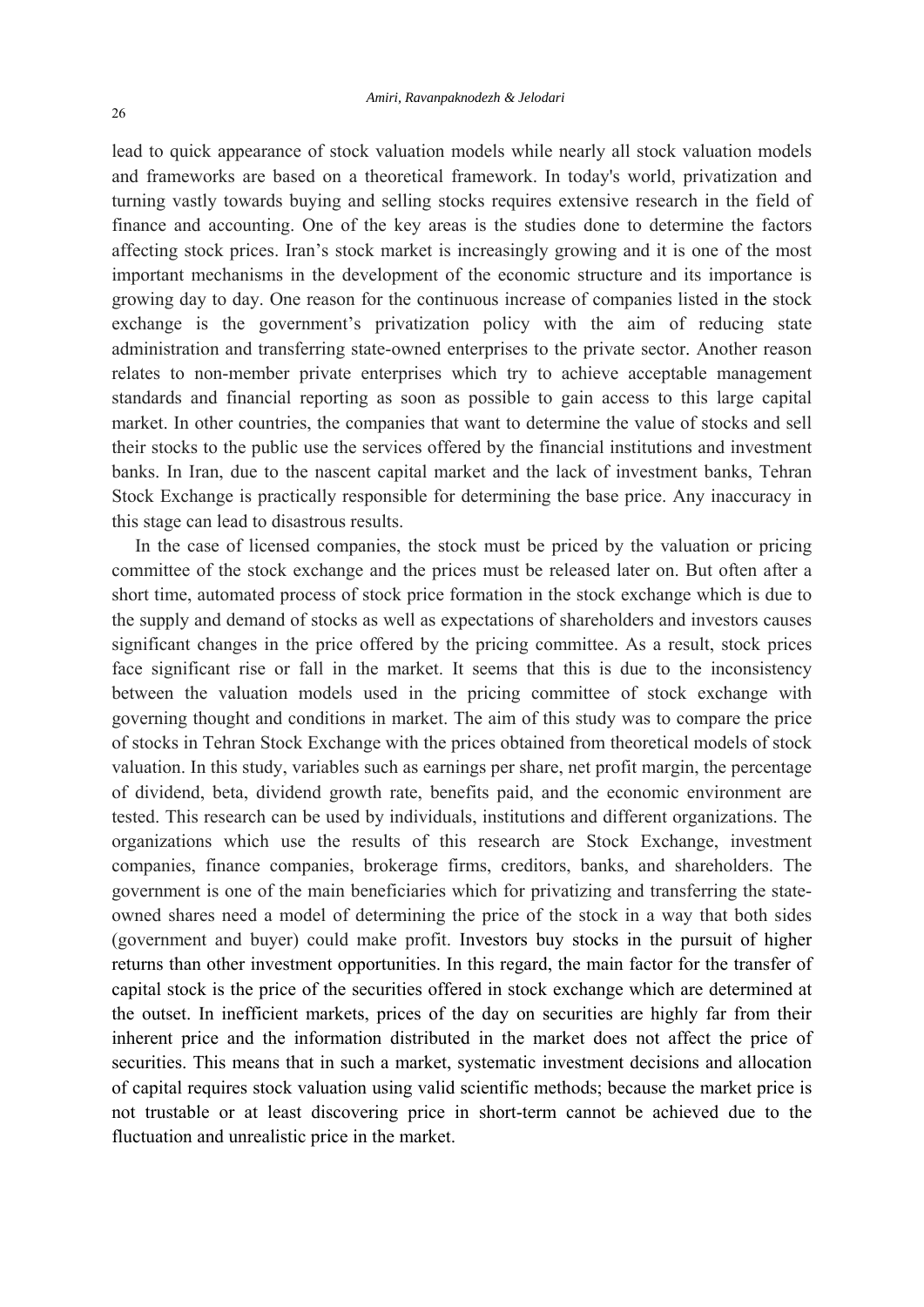lead to quick appearance of stock valuation models while nearly all stock valuation models and frameworks are based on a theoretical framework. In today's world, privatization and turning vastly towards buying and selling stocks requires extensive research in the field of finance and accounting. One of the key areas is the studies done to determine the factors affecting stock prices. Iran's stock market is increasingly growing and it is one of the most important mechanisms in the development of the economic structure and its importance is growing day to day. One reason for the continuous increase of companies listed in the stock exchange is the government's privatization policy with the aim of reducing state administration and transferring state-owned enterprises to the private sector. Another reason relates to non-member private enterprises which try to achieve acceptable management standards and financial reporting as soon as possible to gain access to this large capital market. In other countries, the companies that want to determine the value of stocks and sell their stocks to the public use the services offered by the financial institutions and investment banks. In Iran, due to the nascent capital market and the lack of investment banks, Tehran Stock Exchange is practically responsible for determining the base price. Any inaccuracy in this stage can lead to disastrous results.

In the case of licensed companies, the stock must be priced by the valuation or pricing committee of the stock exchange and the prices must be released later on. But often after a short time, automated process of stock price formation in the stock exchange which is due to the supply and demand of stocks as well as expectations of shareholders and investors causes significant changes in the price offered by the pricing committee. As a result, stock prices face significant rise or fall in the market. It seems that this is due to the inconsistency between the valuation models used in the pricing committee of stock exchange with governing thought and conditions in market. The aim of this study was to compare the price of stocks in Tehran Stock Exchange with the prices obtained from theoretical models of stock valuation. In this study, variables such as earnings per share, net profit margin, the percentage of dividend, beta, dividend growth rate, benefits paid, and the economic environment are tested. This research can be used by individuals, institutions and different organizations. The organizations which use the results of this research are Stock Exchange, investment companies, finance companies, brokerage firms, creditors, banks, and shareholders. The government is one of the main beneficiaries which for privatizing and transferring the state-owned shares need a model of determining the price of the stock in a way that both sides (government and buyer) could make profit. Investors buy stocks in the pursuit of higher returns than other investment opportunities. In this regard, the main factor for the transfer of capital stock is the price of the securities offered in stock exchange which are determined at the outset. In inefficient markets, prices of the day on securities are highly far from their inherent price and the information distributed in the market does not affect the price of securities. This means that in such a market, systematic investment decisions and allocation of capital requires stock valuation using valid scientific methods; because the market price is not trustable or at least discovering price in short-term cannot be achieved due to the fluctuation and unrealistic price in the market.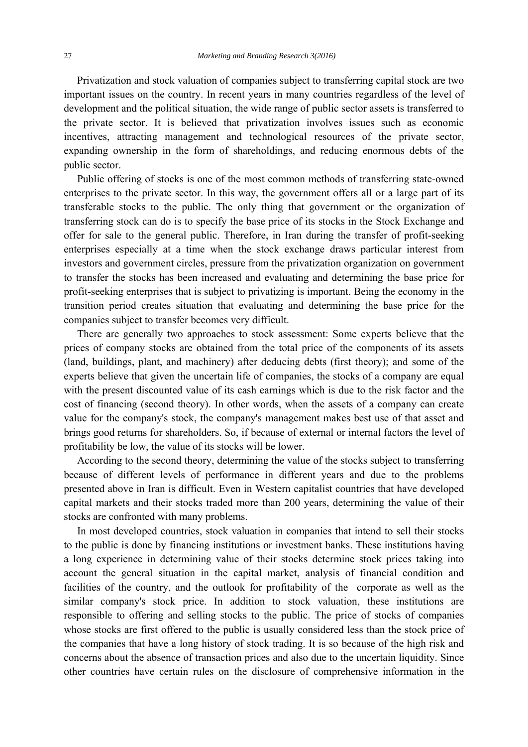Privatization and stock valuation of companies subject to transferring capital stock are two important issues on the country. In recent years in many countries regardless of the level of development and the political situation, the wide range of public sector assets is transferred to the private sector. It is believed that privatization involves issues such as economic incentives, attracting management and technological resources of the private sector, expanding ownership in the form of shareholdings, and reducing enormous debts of the public sector.

Public offering of stocks is one of the most common methods of transferring state-owned enterprises to the private sector. In this way, the government offers all or a large part of its transferable stocks to the public. The only thing that government or the organization of transferring stock can do is to specify the base price of its stocks in the Stock Exchange and offer for sale to the general public. Therefore, in Iran during the transfer of profit-seeking enterprises especially at a time when the stock exchange draws particular interest from investors and government circles, pressure from the privatization organization on government to transfer the stocks has been increased and evaluating and determining the base price for profit-seeking enterprises that is subject to privatizing is important. Being the economy in the transition period creates situation that evaluating and determining the base price for the companies subject to transfer becomes very difficult.

There are generally two approaches to stock assessment: Some experts believe that the prices of company stocks are obtained from the total price of the components of its assets (land, buildings, plant, and machinery) after deducing debts (first theory); and some of the experts believe that given the uncertain life of companies, the stocks of a company are equal with the present discounted value of its cash earnings which is due to the risk factor and the cost of financing (second theory). In other words, when the assets of a company can create value for the company's stock, the company's management makes best use of that asset and brings good returns for shareholders. So, if because of external or internal factors the level of profitability be low, the value of its stocks will be lower.

According to the second theory, determining the value of the stocks subject to transferring because of different levels of performance in different years and due to the problems presented above in Iran is difficult. Even in Western capitalist countries that have developed capital markets and their stocks traded more than 200 years, determining the value of their stocks are confronted with many problems.

In most developed countries, stock valuation in companies that intend to sell their stocks to the public is done by financing institutions or investment banks. These institutions having a long experience in determining value of their stocks determine stock prices taking into account the general situation in the capital market, analysis of financial condition and facilities of the country, and the outlook for profitability of the corporate as well as the similar company's stock price. In addition to stock valuation, these institutions are responsible to offering and selling stocks to the public. The price of stocks of companies whose stocks are first offered to the public is usually considered less than the stock price of the companies that have a long history of stock trading. It is so because of the high risk and concerns about the absence of transaction prices and also due to the uncertain liquidity. Since other countries have certain rules on the disclosure of comprehensive information in the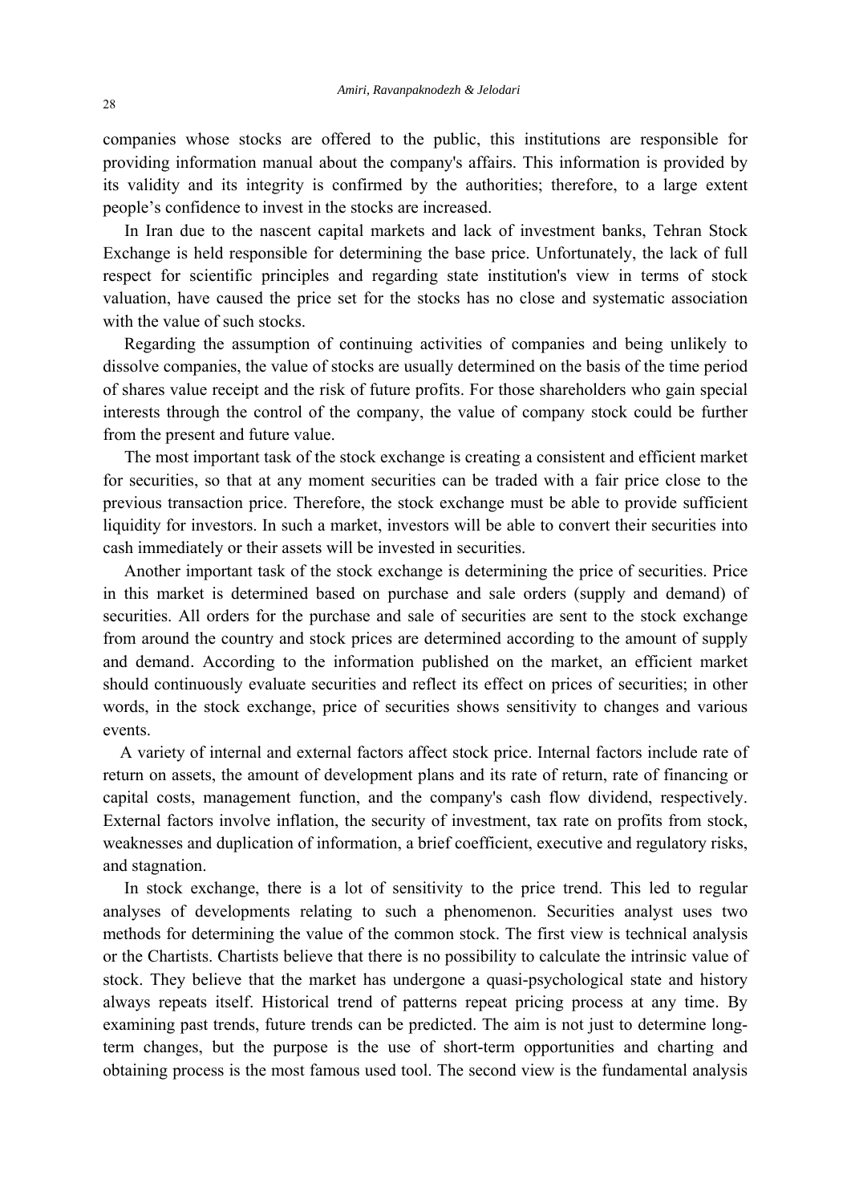companies whose stocks are offered to the public, this institutions are responsible for providing information manual about the company's affairs. This information is provided by its validity and its integrity is confirmed by the authorities; therefore, to a large extent people's confidence to invest in the stocks are increased.

In Iran due to the nascent capital markets and lack of investment banks, Tehran Stock Exchange is held responsible for determining the base price. Unfortunately, the lack of full respect for scientific principles and regarding state institution's view in terms of stock valuation, have caused the price set for the stocks has no close and systematic association with the value of such stocks.

Regarding the assumption of continuing activities of companies and being unlikely to dissolve companies, the value of stocks are usually determined on the basis of the time period of shares value receipt and the risk of future profits. For those shareholders who gain special interests through the control of the company, the value of company stock could be further from the present and future value.

The most important task of the stock exchange is creating a consistent and efficient market for securities, so that at any moment securities can be traded with a fair price close to the previous transaction price. Therefore, the stock exchange must be able to provide sufficient liquidity for investors. In such a market, investors will be able to convert their securities into cash immediately or their assets will be invested in securities.

Another important task of the stock exchange is determining the price of securities. Price in this market is determined based on purchase and sale orders (supply and demand) of securities. All orders for the purchase and sale of securities are sent to the stock exchange from around the country and stock prices are determined according to the amount of supply and demand. According to the information published on the market, an efficient market should continuously evaluate securities and reflect its effect on prices of securities; in other words, in the stock exchange, price of securities shows sensitivity to changes and various events.

A variety of internal and external factors affect stock price. Internal factors include rate of return on assets, the amount of development plans and its rate of return, rate of financing or capital costs, management function, and the company's cash flow dividend, respectively. External factors involve inflation, the security of investment, tax rate on profits from stock, weaknesses and duplication of information, a brief coefficient, executive and regulatory risks, and stagnation.

In stock exchange, there is a lot of sensitivity to the price trend. This led to regular analyses of developments relating to such a phenomenon. Securities analyst uses two methods for determining the value of the common stock. The first view is technical analysis or the Chartists. Chartists believe that there is no possibility to calculate the intrinsic value of stock. They believe that the market has undergone a quasi-psychological state and history always repeats itself. Historical trend of patterns repeat pricing process at any time. By examining past trends, future trends can be predicted. The aim is not just to determine long-term changes, but the purpose is the use of short-term opportunities and charting and obtaining process is the most famous used tool. The second view is the fundamental analysis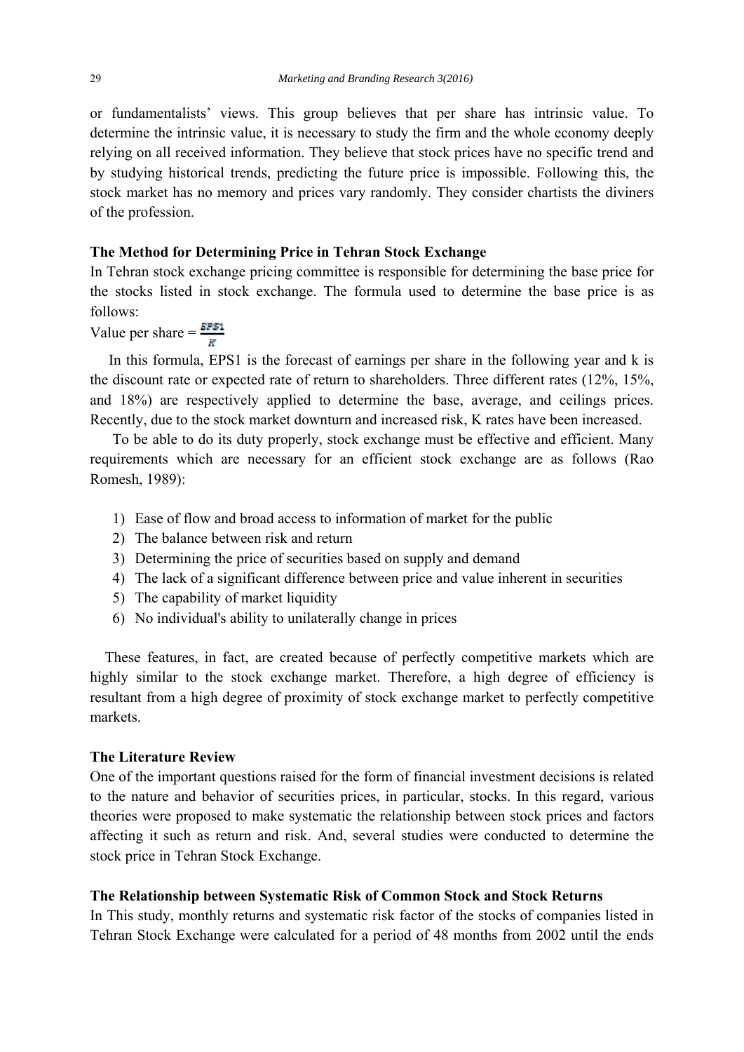or fundamentalists' views. This group believes that per share has intrinsic value. To determine the intrinsic value, it is necessary to study the firm and the whole economy deeply relying on all received information. They believe that stock prices have no specific trend and by studying historical trends, predicting the future price is impossible. Following this, the stock market has no memory and prices vary randomly. They consider chartists the diviners of the profession.

### The Method for Determining Price in Tehran Stock Exchange

In Tehran stock exchange pricing committee is responsible for determining the base price for the stocks listed in stock exchange. The formula used to determine the base price is as follows:

Value per share = $\frac{EPS1}{K}$

In this formula, EPS1 is the forecast of earnings per share in the following year and k is the discount rate or expected rate of return to shareholders. Three different rates (12%, 15%, and 18%) are respectively applied to determine the base, average, and ceilings prices. Recently, due to the stock market downturn and increased risk, K rates have been increased.

To be able to do its duty properly, stock exchange must be effective and efficient. Many requirements which are necessary for an efficient stock exchange are as follows (Rao Romesh, 1989):

1) Ease of flow and broad access to information of market for the public
2) The balance between risk and return
3) Determining the price of securities based on supply and demand
4) The lack of a significant difference between price and value inherent in securities
5) The capability of market liquidity
6) No individual's ability to unilaterally change in prices

These features, in fact, are created because of perfectly competitive markets which are highly similar to the stock exchange market. Therefore, a high degree of efficiency is resultant from a high degree of proximity of stock exchange market to perfectly competitive markets.

### The Literature Review

One of the important questions raised for the form of financial investment decisions is related to the nature and behavior of securities prices, in particular, stocks. In this regard, various theories were proposed to make systematic the relationship between stock prices and factors affecting it such as return and risk. And, several studies were conducted to determine the stock price in Tehran Stock Exchange.

### The Relationship between Systematic Risk of Common Stock and Stock Returns

In This study, monthly returns and systematic risk factor of the stocks of companies listed in Tehran Stock Exchange were calculated for a period of 48 months from 2002 until the ends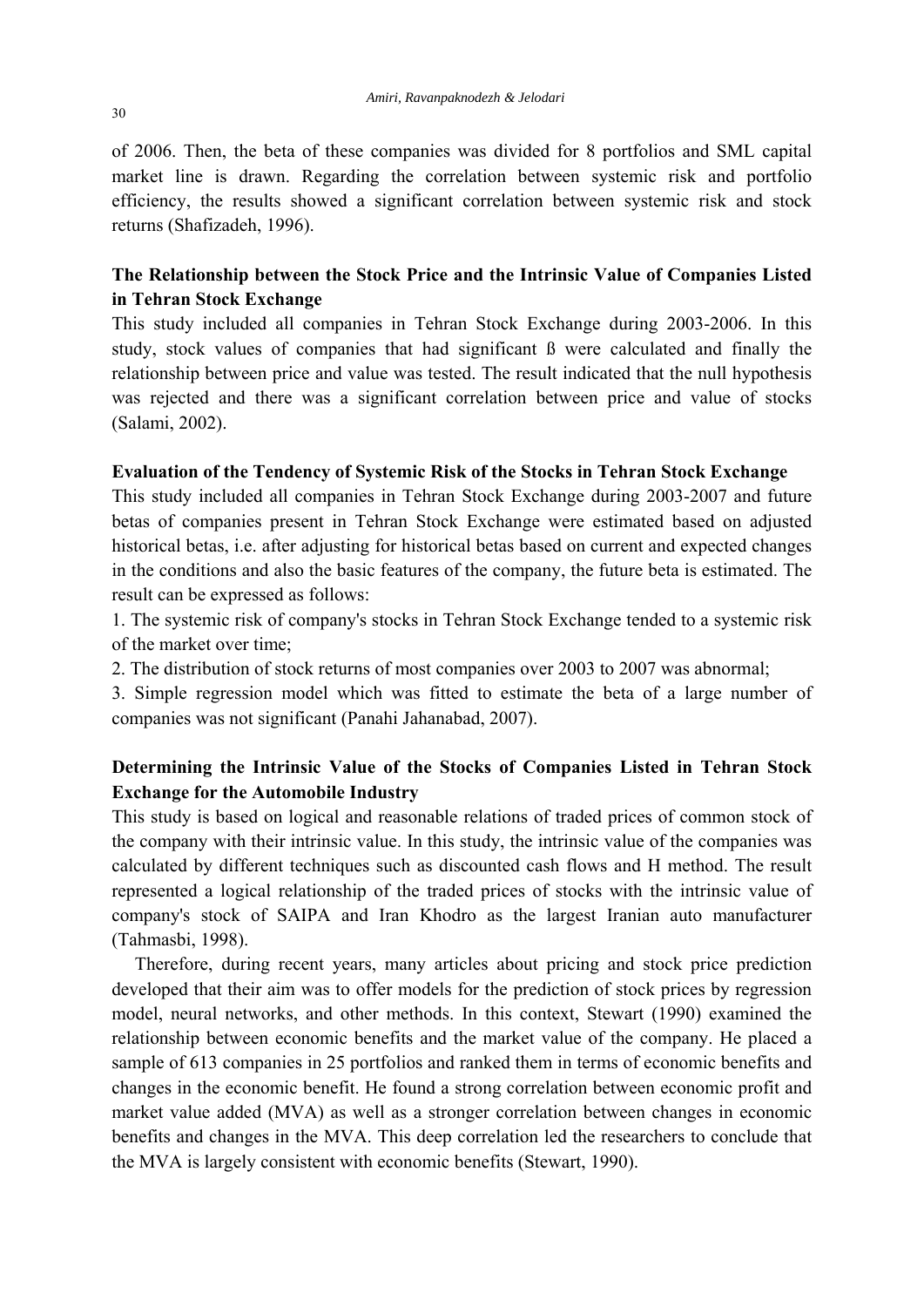of 2006. Then, the beta of these companies was divided for 8 portfolios and SML capital market line is drawn. Regarding the correlation between systemic risk and portfolio efficiency, the results showed a significant correlation between systemic risk and stock returns (Shafizadeh, 1996).

### The Relationship between the Stock Price and the Intrinsic Value of Companies Listed in Tehran Stock Exchange

This study included all companies in Tehran Stock Exchange during 2003-2006. In this study, stock values of companies that had significant ß were calculated and finally the relationship between price and value was tested. The result indicated that the null hypothesis was rejected and there was a significant correlation between price and value of stocks (Salami, 2002).

### Evaluation of the Tendency of Systemic Risk of the Stocks in Tehran Stock Exchange

This study included all companies in Tehran Stock Exchange during 2003-2007 and future betas of companies present in Tehran Stock Exchange were estimated based on adjusted historical betas, i.e. after adjusting for historical betas based on current and expected changes in the conditions and also the basic features of the company, the future beta is estimated. The result can be expressed as follows:

1. The systemic risk of company's stocks in Tehran Stock Exchange tended to a systemic risk of the market over time;
2. The distribution of stock returns of most companies over 2003 to 2007 was abnormal;
3. Simple regression model which was fitted to estimate the beta of a large number of companies was not significant (Panahi Jahanabad, 2007).

### Determining the Intrinsic Value of the Stocks of Companies Listed in Tehran Stock Exchange for the Automobile Industry

This study is based on logical and reasonable relations of traded prices of common stock of the company with their intrinsic value. In this study, the intrinsic value of the companies was calculated by different techniques such as discounted cash flows and H method. The result represented a logical relationship of the traded prices of stocks with the intrinsic value of company's stock of SAIPA and Iran Khodro as the largest Iranian auto manufacturer (Tahmasbi, 1998).

Therefore, during recent years, many articles about pricing and stock price prediction developed that their aim was to offer models for the prediction of stock prices by regression model, neural networks, and other methods. In this context, Stewart (1990) examined the relationship between economic benefits and the market value of the company. He placed a sample of 613 companies in 25 portfolios and ranked them in terms of economic benefits and changes in the economic benefit. He found a strong correlation between economic profit and market value added (MVA) as well as a stronger correlation between changes in economic benefits and changes in the MVA. This deep correlation led the researchers to conclude that the MVA is largely consistent with economic benefits (Stewart, 1990).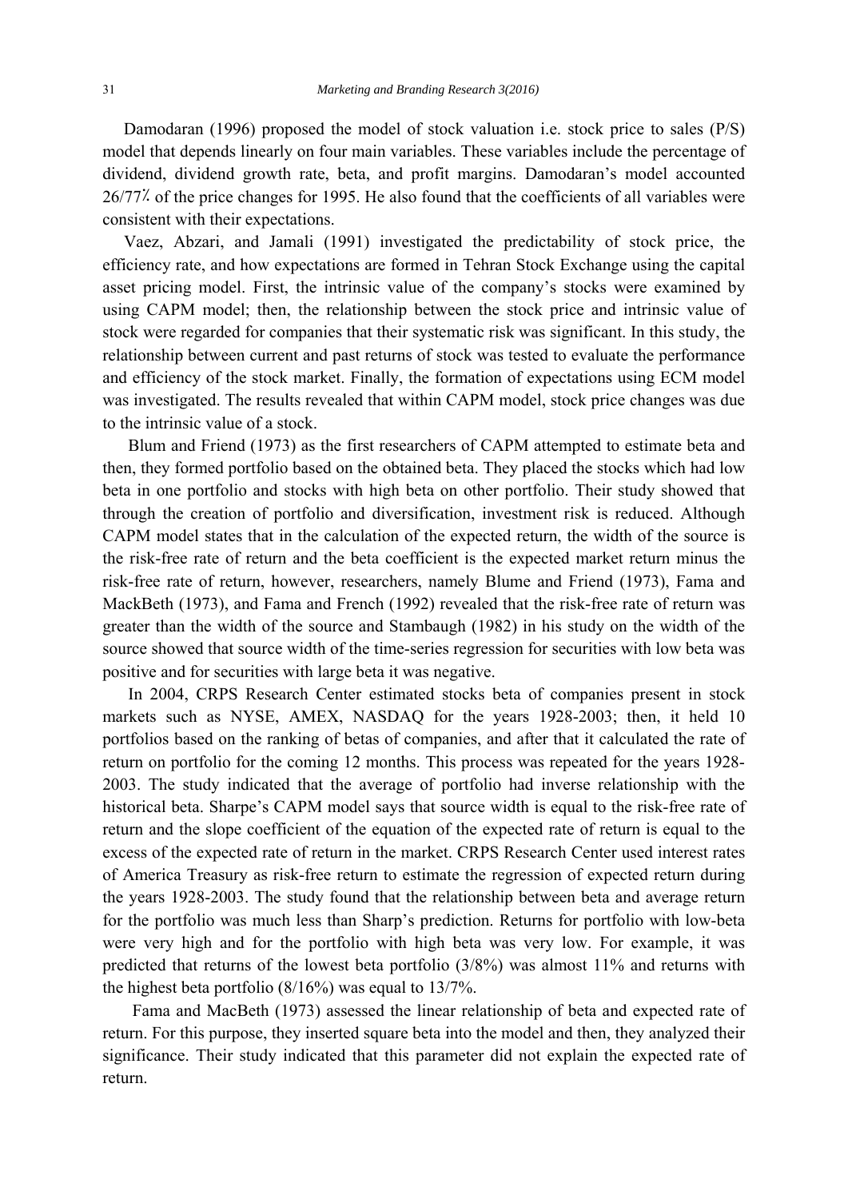Damodaran (1996) proposed the model of stock valuation i.e. stock price to sales (P/S) model that depends linearly on four main variables. These variables include the percentage of dividend, dividend growth rate, beta, and profit margins. Damodaran's model accounted 26/77٪ of the price changes for 1995. He also found that the coefficients of all variables were consistent with their expectations.

Vaez, Abzari, and Jamali (1991) investigated the predictability of stock price, the efficiency rate, and how expectations are formed in Tehran Stock Exchange using the capital asset pricing model. First, the intrinsic value of the company's stocks were examined by using CAPM model; then, the relationship between the stock price and intrinsic value of stock were regarded for companies that their systematic risk was significant. In this study, the relationship between current and past returns of stock was tested to evaluate the performance and efficiency of the stock market. Finally, the formation of expectations using ECM model was investigated. The results revealed that within CAPM model, stock price changes was due to the intrinsic value of a stock.

Blum and Friend (1973) as the first researchers of CAPM attempted to estimate beta and then, they formed portfolio based on the obtained beta. They placed the stocks which had low beta in one portfolio and stocks with high beta on other portfolio. Their study showed that through the creation of portfolio and diversification, investment risk is reduced. Although CAPM model states that in the calculation of the expected return, the width of the source is the risk-free rate of return and the beta coefficient is the expected market return minus the risk-free rate of return, however, researchers, namely Blume and Friend (1973), Fama and MackBeth (1973), and Fama and French (1992) revealed that the risk-free rate of return was greater than the width of the source and Stambaugh (1982) in his study on the width of the source showed that source width of the time-series regression for securities with low beta was positive and for securities with large beta it was negative.

In 2004, CRPS Research Center estimated stocks beta of companies present in stock markets such as NYSE, AMEX, NASDAQ for the years 1928-2003; then, it held 10 portfolios based on the ranking of betas of companies, and after that it calculated the rate of return on portfolio for the coming 12 months. This process was repeated for the years 1928-2003. The study indicated that the average of portfolio had inverse relationship with the historical beta. Sharpe's CAPM model says that source width is equal to the risk-free rate of return and the slope coefficient of the equation of the expected rate of return is equal to the excess of the expected rate of return in the market. CRPS Research Center used interest rates of America Treasury as risk-free return to estimate the regression of expected return during the years 1928-2003. The study found that the relationship between beta and average return for the portfolio was much less than Sharp's prediction. Returns for portfolio with low-beta were very high and for the portfolio with high beta was very low. For example, it was predicted that returns of the lowest beta portfolio (3/8%) was almost 11% and returns with the highest beta portfolio (8/16%) was equal to 13/7%.

Fama and MacBeth (1973) assessed the linear relationship of beta and expected rate of return. For this purpose, they inserted square beta into the model and then, they analyzed their significance. Their study indicated that this parameter did not explain the expected rate of return.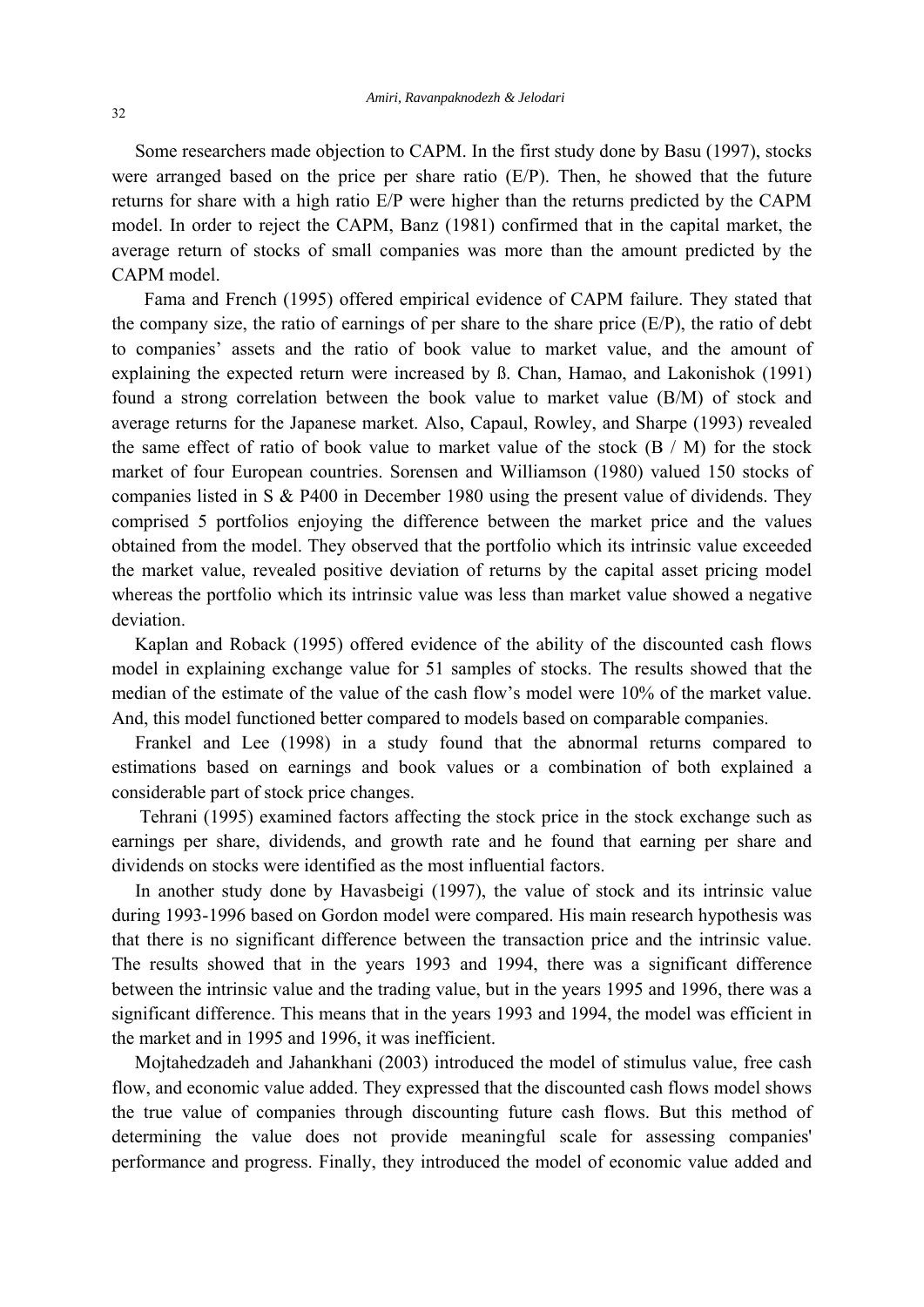Some researchers made objection to CAPM. In the first study done by Basu (1997), stocks were arranged based on the price per share ratio (E/P). Then, he showed that the future returns for share with a high ratio E/P were higher than the returns predicted by the CAPM model. In order to reject the CAPM, Banz (1981) confirmed that in the capital market, the average return of stocks of small companies was more than the amount predicted by the CAPM model.

Fama and French (1995) offered empirical evidence of CAPM failure. They stated that the company size, the ratio of earnings of per share to the share price (E/P), the ratio of debt to companies' assets and the ratio of book value to market value, and the amount of explaining the expected return were increased by ß. Chan, Hamao, and Lakonishok (1991) found a strong correlation between the book value to market value (B/M) of stock and average returns for the Japanese market. Also, Capaul, Rowley, and Sharpe (1993) revealed the same effect of ratio of book value to market value of the stock (B / M) for the stock market of four European countries. Sorensen and Williamson (1980) valued 150 stocks of companies listed in S & P400 in December 1980 using the present value of dividends. They comprised 5 portfolios enjoying the difference between the market price and the values obtained from the model. They observed that the portfolio which its intrinsic value exceeded the market value, revealed positive deviation of returns by the capital asset pricing model whereas the portfolio which its intrinsic value was less than market value showed a negative deviation.

Kaplan and Roback (1995) offered evidence of the ability of the discounted cash flows model in explaining exchange value for 51 samples of stocks. The results showed that the median of the estimate of the value of the cash flow's model were 10% of the market value. And, this model functioned better compared to models based on comparable companies.

Frankel and Lee (1998) in a study found that the abnormal returns compared to estimations based on earnings and book values or a combination of both explained a considerable part of stock price changes.

Tehrani (1995) examined factors affecting the stock price in the stock exchange such as earnings per share, dividends, and growth rate and he found that earning per share and dividends on stocks were identified as the most influential factors.

In another study done by Havasbeigi (1997), the value of stock and its intrinsic value during 1993-1996 based on Gordon model were compared. His main research hypothesis was that there is no significant difference between the transaction price and the intrinsic value. The results showed that in the years 1993 and 1994, there was a significant difference between the intrinsic value and the trading value, but in the years 1995 and 1996, there was a significant difference. This means that in the years 1993 and 1994, the model was efficient in the market and in 1995 and 1996, it was inefficient.

Mojtahedzadeh and Jahankhani (2003) introduced the model of stimulus value, free cash flow, and economic value added. They expressed that the discounted cash flows model shows the true value of companies through discounting future cash flows. But this method of determining the value does not provide meaningful scale for assessing companies' performance and progress. Finally, they introduced the model of economic value added and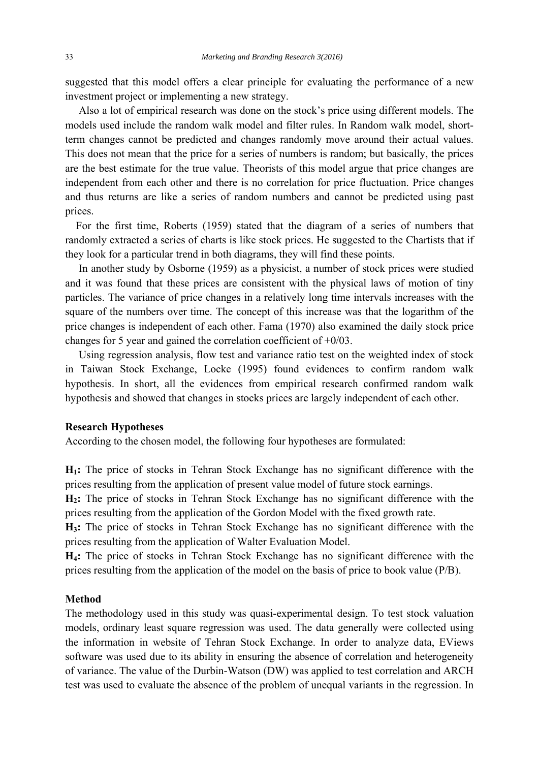suggested that this model offers a clear principle for evaluating the performance of a new investment project or implementing a new strategy.

Also a lot of empirical research was done on the stock's price using different models. The models used include the random walk model and filter rules. In Random walk model, short-term changes cannot be predicted and changes randomly move around their actual values. This does not mean that the price for a series of numbers is random; but basically, the prices are the best estimate for the true value. Theorists of this model argue that price changes are independent from each other and there is no correlation for price fluctuation. Price changes and thus returns are like a series of random numbers and cannot be predicted using past prices.

For the first time, Roberts (1959) stated that the diagram of a series of numbers that randomly extracted a series of charts is like stock prices. He suggested to the Chartists that if they look for a particular trend in both diagrams, they will find these points.

In another study by Osborne (1959) as a physicist, a number of stock prices were studied and it was found that these prices are consistent with the physical laws of motion of tiny particles. The variance of price changes in a relatively long time intervals increases with the square of the numbers over time. The concept of this increase was that the logarithm of the price changes is independent of each other. Fama (1970) also examined the daily stock price changes for 5 year and gained the correlation coefficient of +0/03.

Using regression analysis, flow test and variance ratio test on the weighted index of stock in Taiwan Stock Exchange, Locke (1995) found evidences to confirm random walk hypothesis. In short, all the evidences from empirical research confirmed random walk hypothesis and showed that changes in stocks prices are largely independent of each other.

### Research Hypotheses

According to the chosen model, the following four hypotheses are formulated:

**$H_1$:** The price of stocks in Tehran Stock Exchange has no significant difference with the prices resulting from the application of present value model of future stock earnings.

**$H_2$:** The price of stocks in Tehran Stock Exchange has no significant difference with the prices resulting from the application of the Gordon Model with the fixed growth rate.

**$H_3$:** The price of stocks in Tehran Stock Exchange has no significant difference with the prices resulting from the application of Walter Evaluation Model.

**$H_4$:** The price of stocks in Tehran Stock Exchange has no significant difference with the prices resulting from the application of the model on the basis of price to book value (P/B).

### Method

The methodology used in this study was quasi-experimental design. To test stock valuation models, ordinary least square regression was used. The data generally were collected using the information in website of Tehran Stock Exchange. In order to analyze data, EViews software was used due to its ability in ensuring the absence of correlation and heterogeneity of variance. The value of the Durbin-Watson (DW) was applied to test correlation and ARCH test was used to evaluate the absence of the problem of unequal variants in the regression. In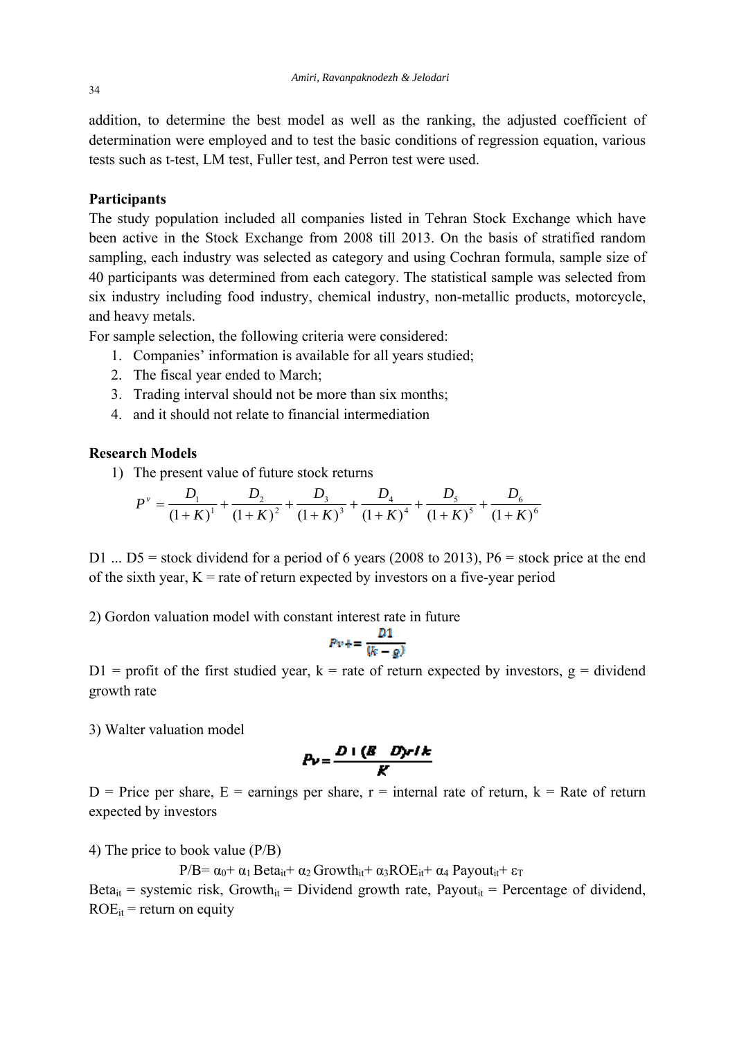addition, to determine the best model as well as the ranking, the adjusted coefficient of determination were employed and to test the basic conditions of regression equation, various tests such as t-test, LM test, Fuller test, and Perron test were used.

**Participants**

The study population included all companies listed in Tehran Stock Exchange which have been active in the Stock Exchange from 2008 till 2013. On the basis of stratified random sampling, each industry was selected as category and using Cochran formula, sample size of 40 participants was determined from each category. The statistical sample was selected from six industry including food industry, chemical industry, non-metallic products, motorcycle, and heavy metals.

For sample selection, the following criteria were considered:

1. Companies' information is available for all years studied;
2. The fiscal year ended to March;
3. Trading interval should not be more than six months;
4. and it should not relate to financial intermediation

**Research Models**

1) The present value of future stock returns

$$P^v = \frac{D_1}{(1+K)^1} + \frac{D_2}{(1+K)^2} + \frac{D_3}{(1+K)^3} + \frac{D_4}{(1+K)^4} + \frac{D_5}{(1+K)^5} + \frac{D_6}{(1+K)^6}$$

D1 ... D5 = stock dividend for a period of 6 years (2008 to 2013), P6 = stock price at the end of the sixth year, K = rate of return expected by investors on a five-year period

2) Gordon valuation model with constant interest rate in future

$$Pv = \frac{D1}{(k-g)}$$

D1 = profit of the first studied year, k = rate of return expected by investors, g = dividend growth rate

3) Walter valuation model

$$Pv = \frac{D + (E - D)r/k}{K}$$

D = Price per share, E = earnings per share, r = internal rate of return, k = Rate of return expected by investors

4) The price to book value (P/B)

$$P/B = \alpha_0 + \alpha_1 \, Beta_{it} + \alpha_2 \, Growth_{it} + \alpha_3 ROE_{it} + \alpha_4 \, Payout_{it} + \varepsilon_T$$

$Beta_{it}$ = systemic risk, $Growth_{it}$ = Dividend growth rate, $Payout_{it}$ = Percentage of dividend, $ROE_{it}$ = return on equity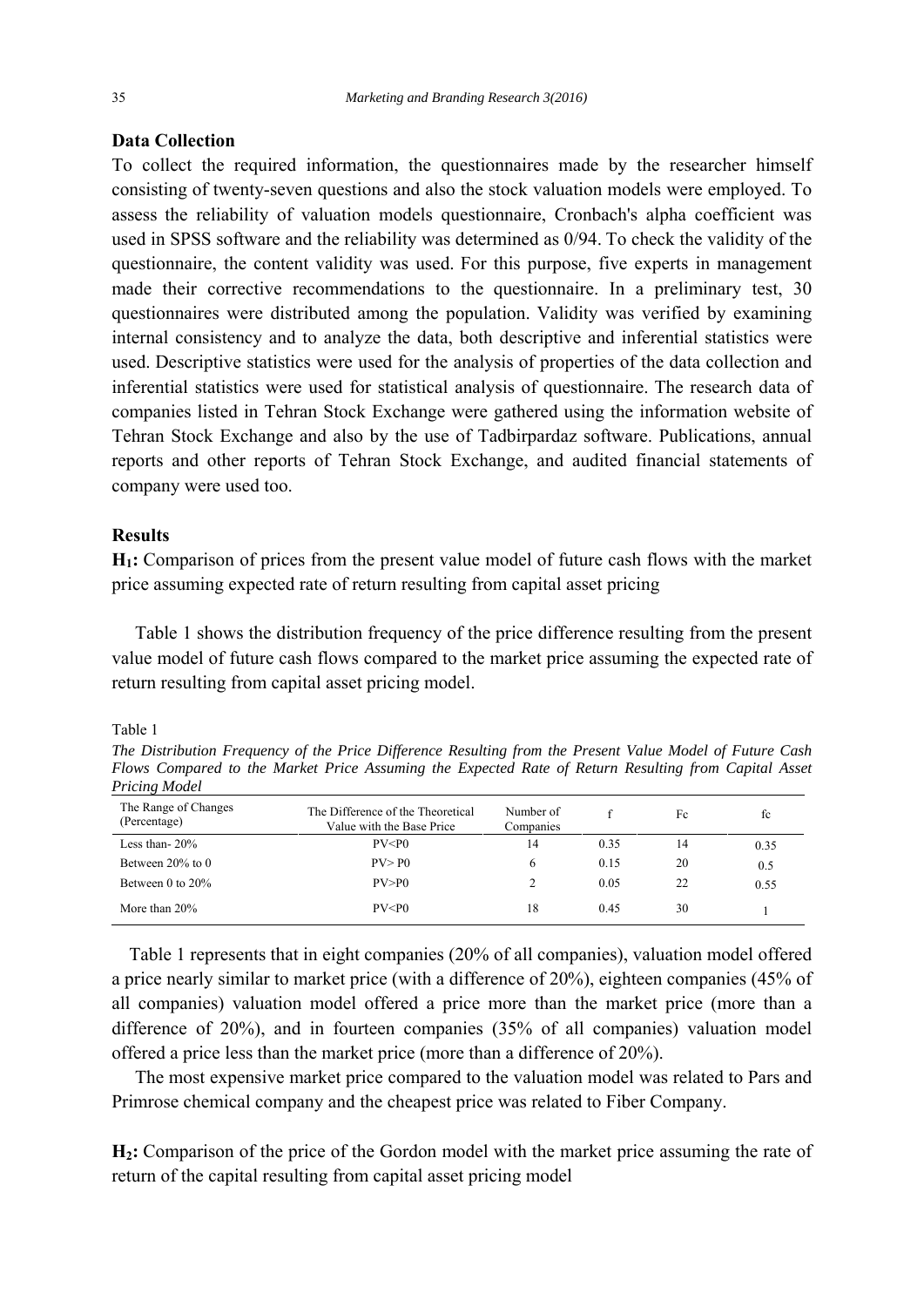### Data Collection

To collect the required information, the questionnaires made by the researcher himself consisting of twenty-seven questions and also the stock valuation models were employed. To assess the reliability of valuation models questionnaire, Cronbach's alpha coefficient was used in SPSS software and the reliability was determined as 0/94. To check the validity of the questionnaire, the content validity was used. For this purpose, five experts in management made their corrective recommendations to the questionnaire. In a preliminary test, 30 questionnaires were distributed among the population. Validity was verified by examining internal consistency and to analyze the data, both descriptive and inferential statistics were used. Descriptive statistics were used for the analysis of properties of the data collection and inferential statistics were used for statistical analysis of questionnaire. The research data of companies listed in Tehran Stock Exchange were gathered using the information website of Tehran Stock Exchange and also by the use of Tadbirpardaz software. Publications, annual reports and other reports of Tehran Stock Exchange, and audited financial statements of company were used too.

### Results

**$H_1$:** Comparison of prices from the present value model of future cash flows with the market price assuming expected rate of return resulting from capital asset pricing

Table 1 shows the distribution frequency of the price difference resulting from the present value model of future cash flows compared to the market price assuming the expected rate of return resulting from capital asset pricing model.

Table 1

*The Distribution Frequency of the Price Difference Resulting from the Present Value Model of Future Cash Flows Compared to the Market Price Assuming the Expected Rate of Return Resulting from Capital Asset Pricing Model*

| The Range of Changes (Percentage) | The Difference of the Theoretical Value with the Base Price | Number of Companies | f | Fc | fc |
|---|---|---|---|---|---|
| Less than- 20% | PV<P0 | 14 | 0.35 | 14 | 0.35 |
| Between 20% to 0 | PV> P0 | 6 | 0.15 | 20 | 0.5 |
| Between 0 to 20% | PV>P0 | 2 | 0.05 | 22 | 0.55 |
| More than 20% | PV<P0 | 18 | 0.45 | 30 | 1 |

Table 1 represents that in eight companies (20% of all companies), valuation model offered a price nearly similar to market price (with a difference of 20%), eighteen companies (45% of all companies) valuation model offered a price more than the market price (more than a difference of 20%), and in fourteen companies (35% of all companies) valuation model offered a price less than the market price (more than a difference of 20%).

The most expensive market price compared to the valuation model was related to Pars and Primrose chemical company and the cheapest price was related to Fiber Company.

**$H_2$:** Comparison of the price of the Gordon model with the market price assuming the rate of return of the capital resulting from capital asset pricing model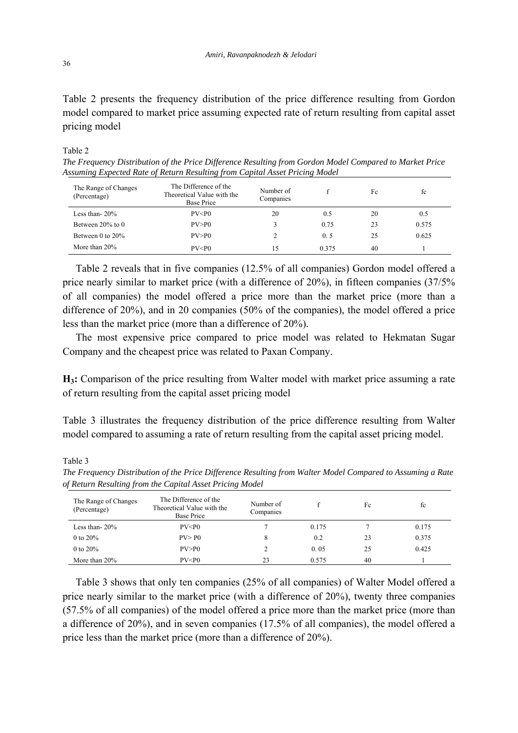Table 2 presents the frequency distribution of the price difference resulting from Gordon model compared to market price assuming expected rate of return resulting from capital asset pricing model

Table 2

*The Frequency Distribution of the Price Difference Resulting from Gordon Model Compared to Market Price Assuming Expected Rate of Return Resulting from Capital Asset Pricing Model*

| The Range of Changes (Percentage) | The Difference of the Theoretical Value with the Base Price | Number of Companies | f | Fc | fc |
|---|---|---|---|---|---|
| Less than- 20% | PV<P0 | 20 | 0.5 | 20 | 0.5 |
| Between 20% to 0 | PV>P0 | 3 | 0.75 | 23 | 0.575 |
| Between 0 to 20% | PV>P0 | 2 | 0. 5 | 25 | 0.625 |
| More than 20% | PV<P0 | 15 | 0.375 | 40 | 1 |

Table 2 reveals that in five companies (12.5% of all companies) Gordon model offered a price nearly similar to market price (with a difference of 20%), in fifteen companies (37/5% of all companies) the model offered a price more than the market price (more than a difference of 20%), and in 20 companies (50% of the companies), the model offered a price less than the market price (more than a difference of 20%).

The most expensive price compared to price model was related to Hekmatan Sugar Company and the cheapest price was related to Paxan Company.

**H$_3$:** Comparison of the price resulting from Walter model with market price assuming a rate of return resulting from the capital asset pricing model

Table 3 illustrates the frequency distribution of the price difference resulting from Walter model compared to assuming a rate of return resulting from the capital asset pricing model.

Table 3

*The Frequency Distribution of the Price Difference Resulting from Walter Model Compared to Assuming a Rate of Return Resulting from the Capital Asset Pricing Model*

| The Range of Changes (Percentage) | The Difference of the Theoretical Value with the Base Price | Number of Companies | f | Fc | fc |
|---|---|---|---|---|---|
| Less than- 20% | PV<P0 | 7 | 0.175 | 7 | 0.175 |
| 0 to 20% | PV> P0 | 8 | 0.2 | 23 | 0.375 |
| 0 to 20% | PV>P0 | 2 | 0. 05 | 25 | 0.425 |
| More than 20% | PV<P0 | 23 | 0.575 | 40 | 1 |

Table 3 shows that only ten companies (25% of all companies) of Walter Model offered a price nearly similar to the market price (with a difference of 20%), twenty three companies (57.5% of all companies) of the model offered a price more than the market price (more than a difference of 20%), and in seven companies (17.5% of all companies), the model offered a price less than the market price (more than a difference of 20%).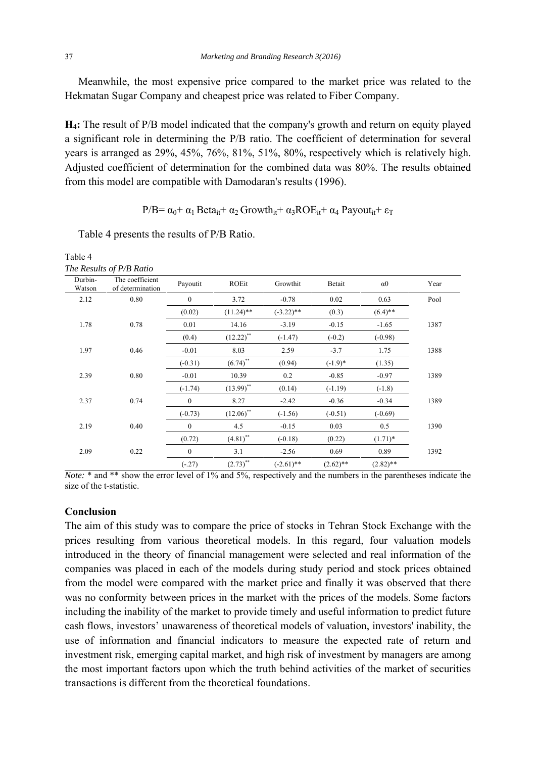Meanwhile, the most expensive price compared to the market price was related to the Hekmatan Sugar Company and cheapest price was related to Fiber Company.

**H₄:** The result of P/B model indicated that the company's growth and return on equity played a significant role in determining the P/B ratio. The coefficient of determination for several years is arranged as 29%, 45%, 76%, 81%, 51%, 80%, respectively which is relatively high. Adjusted coefficient of determination for the combined data was 80%. The results obtained from this model are compatible with Damodaran's results (1996).

$$P/B = \alpha_0 + \alpha_1 \, Beta_{it} + \alpha_2 \, Growth_{it} + \alpha_3 ROE_{it} + \alpha_4 \, Payout_{it} + \varepsilon_T$$

Table 4 presents the results of P/B Ratio.

Table 4
*The Results of P/B Ratio*

| Durbin-Watson | The coefficient of determination | Payoutit | ROEit | Growthit | Betait | α0 | Year |
|---|---|---|---|---|---|---|---|
| 2.12 | 0.80 | 0 | 3.72 | -0.78 | 0.02 | 0.63 | Pool |
| | | (0.02) | (11.24)** | (-3.22)** | (0.3) | (6.4)** | |
| 1.78 | 0.78 | 0.01 | 14.16 | -3.19 | -0.15 | -1.65 | 1387 |
| | | (0.4) | (12.22)** | (-1.47) | (-0.2) | (-0.98) | |
| 1.97 | 0.46 | -0.01 | 8.03 | 2.59 | -3.7 | 1.75 | 1388 |
| | | (-0.31) | (6.74)** | (0.94) | (-1.9)* | (1.35) | |
| 2.39 | 0.80 | -0.01 | 10.39 | 0.2 | -0.85 | -0.97 | 1389 |
| | | (-1.74) | (13.99)** | (0.14) | (-1.19) | (-1.8) | |
| 2.37 | 0.74 | 0 | 8.27 | -2.42 | -0.36 | -0.34 | 1389 |
| | | (-0.73) | (12.06)** | (-1.56) | (-0.51) | (-0.69) | |
| 2.19 | 0.40 | 0 | 4.5 | -0.15 | 0.03 | 0.5 | 1390 |
| | | (0.72) | (4.81)** | (-0.18) | (0.22) | (1.71)* | |
| 2.09 | 0.22 | 0 | 3.1 | -2.56 | 0.69 | 0.89 | 1392 |
| | | (-.27) | (2.73)** | (-2.61)** | (2.62)** | (2.82)** | |

*Note:* * and ** show the error level of 1% and 5%, respectively and the numbers in the parentheses indicate the size of the t-statistic.

## Conclusion

The aim of this study was to compare the price of stocks in Tehran Stock Exchange with the prices resulting from various theoretical models. In this regard, four valuation models introduced in the theory of financial management were selected and real information of the companies was placed in each of the models during study period and stock prices obtained from the model were compared with the market price and finally it was observed that there was no conformity between prices in the market with the prices of the models. Some factors including the inability of the market to provide timely and useful information to predict future cash flows, investors' unawareness of theoretical models of valuation, investors' inability, the use of information and financial indicators to measure the expected rate of return and investment risk, emerging capital market, and high risk of investment by managers are among the most important factors upon which the truth behind activities of the market of securities transactions is different from the theoretical foundations.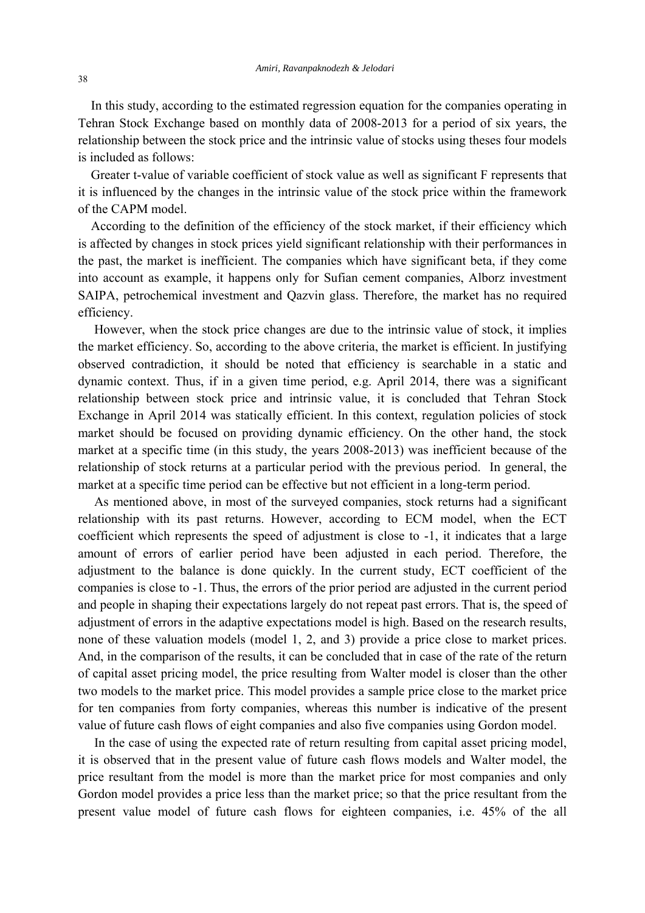In this study, according to the estimated regression equation for the companies operating in Tehran Stock Exchange based on monthly data of 2008-2013 for a period of six years, the relationship between the stock price and the intrinsic value of stocks using theses four models is included as follows:

Greater t-value of variable coefficient of stock value as well as significant F represents that it is influenced by the changes in the intrinsic value of the stock price within the framework of the CAPM model.

According to the definition of the efficiency of the stock market, if their efficiency which is affected by changes in stock prices yield significant relationship with their performances in the past, the market is inefficient. The companies which have significant beta, if they come into account as example, it happens only for Sufian cement companies, Alborz investment SAIPA, petrochemical investment and Qazvin glass. Therefore, the market has no required efficiency.

However, when the stock price changes are due to the intrinsic value of stock, it implies the market efficiency. So, according to the above criteria, the market is efficient. In justifying observed contradiction, it should be noted that efficiency is searchable in a static and dynamic context. Thus, if in a given time period, e.g. April 2014, there was a significant relationship between stock price and intrinsic value, it is concluded that Tehran Stock Exchange in April 2014 was statically efficient. In this context, regulation policies of stock market should be focused on providing dynamic efficiency. On the other hand, the stock market at a specific time (in this study, the years 2008-2013) was inefficient because of the relationship of stock returns at a particular period with the previous period. In general, the market at a specific time period can be effective but not efficient in a long-term period.

As mentioned above, in most of the surveyed companies, stock returns had a significant relationship with its past returns. However, according to ECM model, when the ECT coefficient which represents the speed of adjustment is close to -1, it indicates that a large amount of errors of earlier period have been adjusted in each period. Therefore, the adjustment to the balance is done quickly. In the current study, ECT coefficient of the companies is close to -1. Thus, the errors of the prior period are adjusted in the current period and people in shaping their expectations largely do not repeat past errors. That is, the speed of adjustment of errors in the adaptive expectations model is high. Based on the research results, none of these valuation models (model 1, 2, and 3) provide a price close to market prices. And, in the comparison of the results, it can be concluded that in case of the rate of the return of capital asset pricing model, the price resulting from Walter model is closer than the other two models to the market price. This model provides a sample price close to the market price for ten companies from forty companies, whereas this number is indicative of the present value of future cash flows of eight companies and also five companies using Gordon model.

In the case of using the expected rate of return resulting from capital asset pricing model, it is observed that in the present value of future cash flows models and Walter model, the price resultant from the model is more than the market price for most companies and only Gordon model provides a price less than the market price; so that the price resultant from the present value model of future cash flows for eighteen companies, i.e. 45% of the all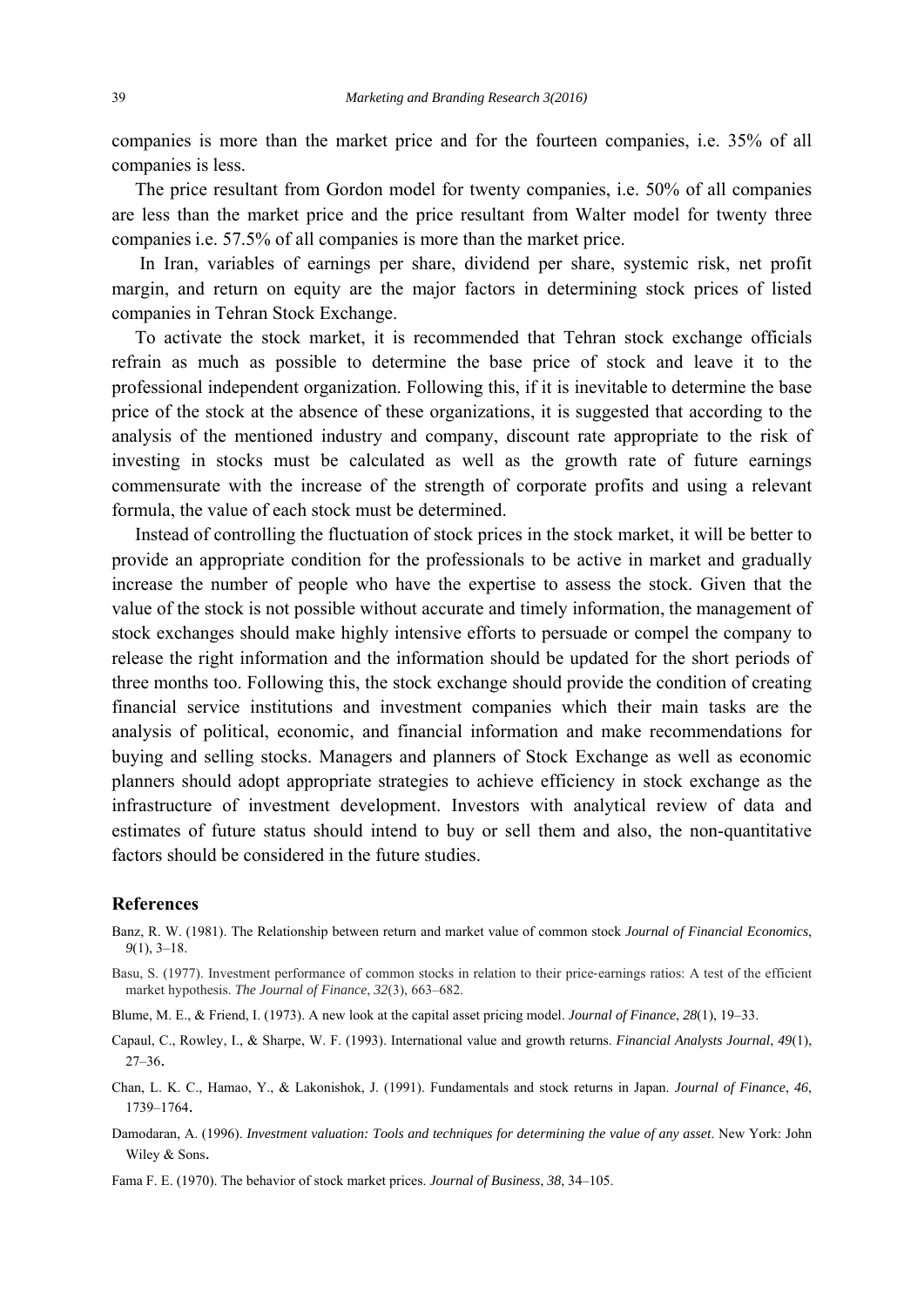companies is more than the market price and for the fourteen companies, i.e. 35% of all companies is less.

The price resultant from Gordon model for twenty companies, i.e. 50% of all companies are less than the market price and the price resultant from Walter model for twenty three companies i.e. 57.5% of all companies is more than the market price.

In Iran, variables of earnings per share, dividend per share, systemic risk, net profit margin, and return on equity are the major factors in determining stock prices of listed companies in Tehran Stock Exchange.

To activate the stock market, it is recommended that Tehran stock exchange officials refrain as much as possible to determine the base price of stock and leave it to the professional independent organization. Following this, if it is inevitable to determine the base price of the stock at the absence of these organizations, it is suggested that according to the analysis of the mentioned industry and company, discount rate appropriate to the risk of investing in stocks must be calculated as well as the growth rate of future earnings commensurate with the increase of the strength of corporate profits and using a relevant formula, the value of each stock must be determined.

Instead of controlling the fluctuation of stock prices in the stock market, it will be better to provide an appropriate condition for the professionals to be active in market and gradually increase the number of people who have the expertise to assess the stock. Given that the value of the stock is not possible without accurate and timely information, the management of stock exchanges should make highly intensive efforts to persuade or compel the company to release the right information and the information should be updated for the short periods of three months too. Following this, the stock exchange should provide the condition of creating financial service institutions and investment companies which their main tasks are the analysis of political, economic, and financial information and make recommendations for buying and selling stocks. Managers and planners of Stock Exchange as well as economic planners should adopt appropriate strategies to achieve efficiency in stock exchange as the infrastructure of investment development. Investors with analytical review of data and estimates of future status should intend to buy or sell them and also, the non-quantitative factors should be considered in the future studies.

## References

Banz, R. W. (1981). The Relationship between return and market value of common stock *Journal of Financial Economics*, *9*(1), 3–18.

Basu, S. (1977). Investment performance of common stocks in relation to their price-earnings ratios: A test of the efficient market hypothesis. *The Journal of Finance*, *32*(3), 663–682.

Blume, M. E., & Friend, I. (1973). A new look at the capital asset pricing model. *Journal of Finance*, *28*(1), 19–33.

Capaul, C., Rowley, I., & Sharpe, W. F. (1993). International value and growth returns. *Financial Analysts Journal*, *49*(1), 27–36.

Chan, L. K. C., Hamao, Y., & Lakonishok, J. (1991). Fundamentals and stock returns in Japan. *Journal of Finance*, *46*, 1739–1764.

Damodaran, A. (1996). *Investment valuation: Tools and techniques for determining the value of any asset*. New York: John Wiley & Sons.

Fama F. E. (1970). The behavior of stock market prices. *Journal of Business*, *38*, 34–105.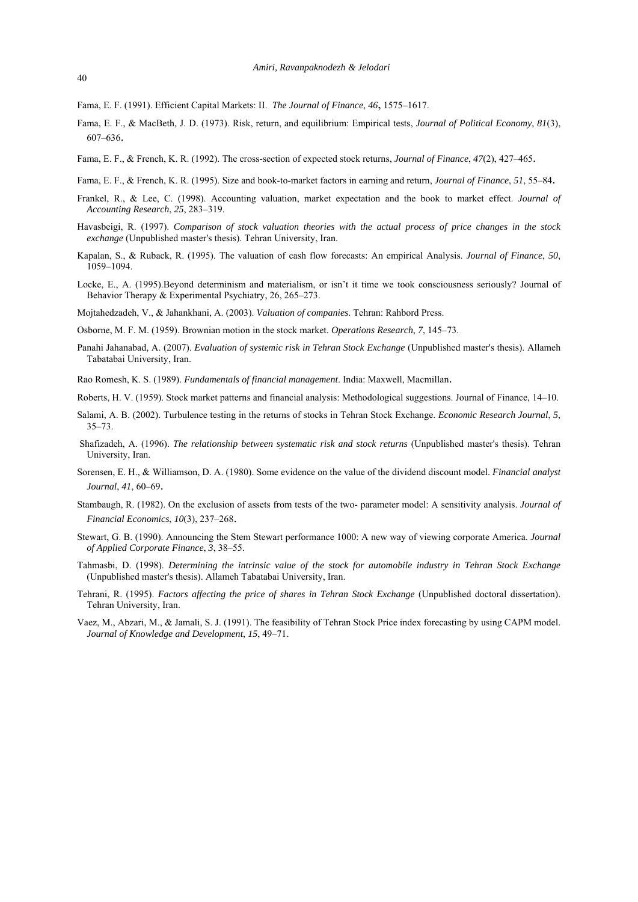Fama, E. F. (1991). Efficient Capital Markets: II. *The Journal of Finance*, *46***,** 1575–1617.

Fama, E. F., & MacBeth, J. D. (1973). Risk, return, and equilibrium: Empirical tests, *Journal of Political Economy*, *81*(3), 607–636.

Fama, E. F., & French, K. R. (1992). The cross-section of expected stock returns, *Journal of Finance*, *47*(2), 427–465.

Fama, E. F., & French, K. R. (1995). Size and book-to-market factors in earning and return, *Journal of Finance*, *51*, 55–84.

Frankel, R., & Lee, C. (1998). Accounting valuation, market expectation and the book to market effect. *Journal of Accounting Research*, *25*, 283–319.

Havasbeigi, R. (1997). *Comparison of stock valuation theories with the actual process of price changes in the stock exchange* (Unpublished master's thesis). Tehran University, Iran.

Kapalan, S., & Ruback, R. (1995). The valuation of cash flow forecasts: An empirical Analysis. *Journal of Finance*, *50*, 1059–1094.

Locke, E., A. (1995).Beyond determinism and materialism, or isn't it time we took consciousness seriously? Journal of Behavior Therapy & Experimental Psychiatry, 26, 265–273.

Mojtahedzadeh, V., & Jahankhani, A. (2003). *Valuation of companies*. Tehran: Rahbord Press.

Osborne, M. F. M. (1959). Brownian motion in the stock market. *Operations Research*, *7*, 145–73.

Panahi Jahanabad, A. (2007). *Evaluation of systemic risk in Tehran Stock Exchange* (Unpublished master's thesis). Allameh Tabatabai University, Iran.

Rao Romesh, K. S. (1989). *Fundamentals of financial management*. India: Maxwell, Macmillan.

Roberts, H. V. (1959). Stock market patterns and financial analysis: Methodological suggestions. Journal of Finance, 14–10.

Salami, A. B. (2002). Turbulence testing in the returns of stocks in Tehran Stock Exchange. *Economic Research Journal*, *5*, 35–73.

Shafizadeh, A. (1996). *The relationship between systematic risk and stock returns* (Unpublished master's thesis). Tehran University, Iran.

Sorensen, E. H., & Williamson, D. A. (1980). Some evidence on the value of the dividend discount model. *Financial analyst Journal*, *41*, 60–69.

Stambaugh, R. (1982). On the exclusion of assets from tests of the two- parameter model: A sensitivity analysis. *Journal of Financial Economics*, *10*(3), 237–268.

Stewart, G. B. (1990). Announcing the Stem Stewart performance 1000: A new way of viewing corporate America. *Journal of Applied Corporate Finance*, *3*, 38–55.

Tahmasbi, D. (1998). *Determining the intrinsic value of the stock for automobile industry in Tehran Stock Exchange* (Unpublished master's thesis). Allameh Tabatabai University, Iran.

Tehrani, R. (1995). *Factors affecting the price of shares in Tehran Stock Exchange* (Unpublished doctoral dissertation). Tehran University, Iran.

Vaez, M., Abzari, M., & Jamali, S. J. (1991). The feasibility of Tehran Stock Price index forecasting by using CAPM model. *Journal of Knowledge and Development*, *15*, 49–71.